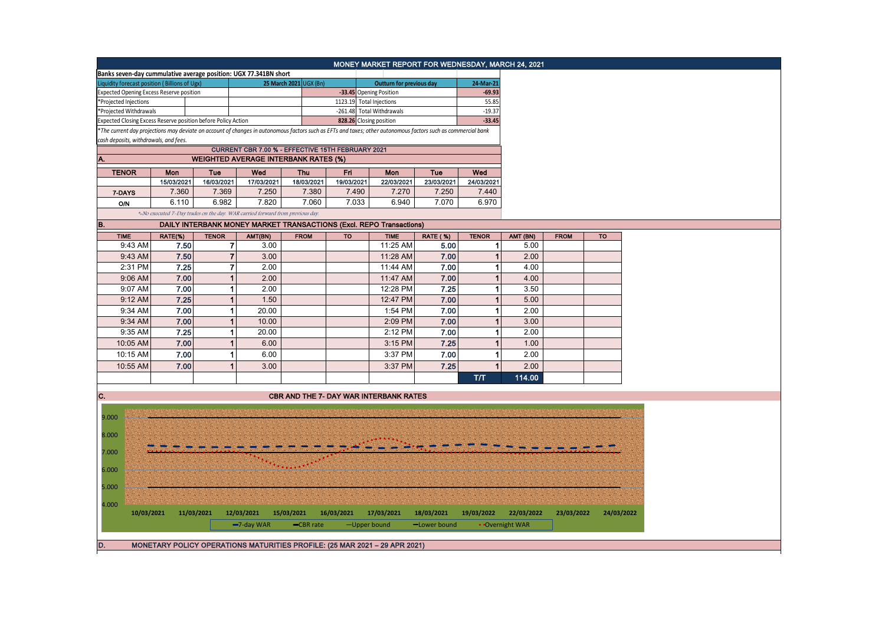# MONEY MARKET REPORT FOR WEDNESDAY, MARCH 24, 2021

**Banks seven-day cummulative average position: UGX 77.341BN short**

| Liquidity forecast position ( Billions of Ugx) | 25 March 2021 UGX (Bn) | Outturn for previous day | 24-Mar-21 |
|---|---|---|---|
| Expected Opening Excess Reserve position | -33.45 | Opening Position | -69.93 |
| *Projected Injections | 1123.19 | Total Injections | 55.85 |
| *Projected Withdrawals | -261.48 | Total Withdrawals | -19.37 |
| Expected Closing Excess Reserve position before Policy Action | 828.26 | Closing position | -33.45 |

*The current day projections may deviate on account of changes in autonomous factors such as EFTs and taxes; other autonomous factors such as commercial bank cash deposits, withdrawals, and fees.

**CURRENT CBR 7.00 % - EFFECTIVE 15TH FEBRUARY 2021**

## A. WEIGHTED AVERAGE INTERBANK RATES (%)

| TENOR | Mon | Tue | Wed | Thu | Fri | Mon | Tue | Wed |
|---|---|---|---|---|---|---|---|---|
| | 15/03/2021 | 16/03/2021 | 17/03/2021 | 18/03/2021 | 19/03/2021 | 22/03/2021 | 23/03/2021 | 24/03/2021 |
| 7-DAYS | 7.360 | 7.369 | 7.250 | 7.380 | 7.490 | 7.270 | 7.250 | 7.440 |
| O/N | 6.110 | 6.982 | 7.820 | 7.060 | 7.033 | 6.940 | 7.070 | 6.970 |

*-No executed 7-Day trades on the day. WAR carried forward from previous day.

## B. DAILY INTERBANK MONEY MARKET TRANSACTIONS (Excl. REPO Transactions)

| TIME | RATE(%) | TENOR | AMT(BN) | FROM | TO | TIME | RATE ( %) | TENOR | AMT (BN) | FROM | TO |
|---|---|---|---|---|---|---|---|---|---|---|---|
| 9:43 AM | 7.50 | 7 | 3.00 | | | 11:25 AM | 5.00 | 1 | 5.00 | | |
| 9:43 AM | 7.50 | 7 | 3.00 | | | 11:28 AM | 7.00 | 1 | 2.00 | | |
| 2:31 PM | 7.25 | 7 | 2.00 | | | 11:44 AM | 7.00 | 1 | 4.00 | | |
| 9:06 AM | 7.00 | 1 | 2.00 | | | 11:47 AM | 7.00 | 1 | 4.00 | | |
| 9:07 AM | 7.00 | 1 | 2.00 | | | 12:28 PM | 7.25 | 1 | 3.50 | | |
| 9:12 AM | 7.25 | 1 | 1.50 | | | 12:47 PM | 7.00 | 1 | 5.00 | | |
| 9:34 AM | 7.00 | 1 | 20.00 | | | 1:54 PM | 7.00 | 1 | 2.00 | | |
| 9:34 AM | 7.00 | 1 | 10.00 | | | 2:09 PM | 7.00 | 1 | 3.00 | | |
| 9:35 AM | 7.25 | 1 | 20.00 | | | 2:12 PM | 7.00 | 1 | 2.00 | | |
| 10:05 AM | 7.00 | 1 | 6.00 | | | 3:15 PM | 7.25 | 1 | 1.00 | | |
| 10:15 AM | 7.00 | 1 | 6.00 | | | 3:37 PM | 7.00 | 1 | 2.00 | | |
| 10:55 AM | 7.00 | 1 | 3.00 | | | 3:37 PM | 7.25 | 1 | 2.00 | | |
| | | | | | | | | T/T | 114.00 | | |

## C. CBR AND THE 7- DAY WAR INTERBANK RATES

9.000
8.000
7.000
6.000
5.000
4.000

10/03/2021 11/03/2021 12/03/2021 15/03/2021 16/03/2021 17/03/2021 18/03/2021 19/03/2022 22/03/2022 23/03/2022 24/03/2022

7-day WAR — CBR rate — Upper bound — Lower bound — Overnight WAR

## D. MONETARY POLICY OPERATIONS MATURITIES PROFILE: (25 MAR 2021 – 29 APR 2021)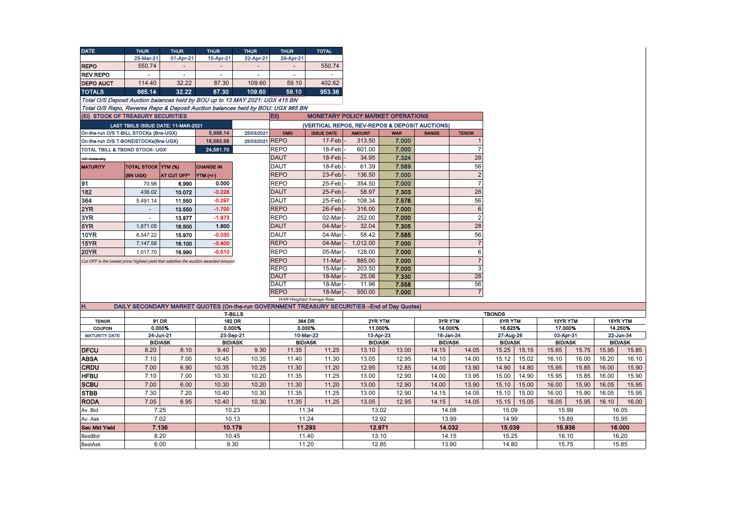| DATE | THUR | THUR | THUR | THUR | THUR | TOTAL |
|---|---|---|---|---|---|---|
| | 25-Mar-21 | 01-Apr-21 | 15-Apr-21 | 22-Apr-21 | 29-Apr-21 | |
| REPO | 550.74 | - | - | - | - | 550.74 |
| REV REPO | - | - | - | - | - | - |
| DEPO AUCT | 114.40 | 32.22 | 87.30 | 109.60 | 59.10 | 402.62 |
| TOTALS | 665.14 | 32.22 | 87.30 | 109.60 | 59.10 | 953.36 |

*Total O/S Deposit Auction balances held by BOU up to 13 MAY 2021: UGX 415 BN*

*Total O/S Repo, Reverse Repo & Deposit Auction balances held by BOU: UGX 965 BN*

## (Ei) STOCK OF TREASURY SECURITIES

| LAST TBIILS ISSUE DATE: 11-MAR-2021 | | | |
|---|---|---|---|
| On-the-run O/S T-BILL STOCKs (Bns-UGX) | | 5,998.14 | 25/03/2021 |
| On-the-run O/S T-BONDSTOCKs(Bns-UGX) | | 18,583.56 | 25/03/2021 |
| TOTAL TBILL & TBOND STOCK- UGX | | 24,581.70 | |

O/S=Outstanding

| MATURITY | TOTAL STOCK (BN UGX) | YTM (%) AT CUT OFF* | CHANGE IN YTM (+/-) |
|---|---|---|---|
| 91 | 70.98 | 6.990 | 0.000 |
| 182 | 436.02 | 10.072 | -0.228 |
| 364 | 5,491.14 | 11.550 | -0.297 |
| 2YR | - | 13.550 | -1.700 |
| 3YR | - | 13.977 | -1.973 |
| 5YR | 1,871.05 | 16.500 | 1.600 |
| 10YR | 8,547.22 | 15.970 | -0.030 |
| 15YR | 7,147.58 | 16.100 | -0.400 |
| 20YR | 1,017.70 | 16.990 | -0.510 |

*Cut OFF is the lowest price/ highest yield that satisfies the auction awarded amount.*

## Eii) MONETARY POLICY MARKET OPERATIONS

(VERTICAL REPOS, REV-REPOS & DEPOSIT AUCTIONS)

| OMO | ISSUE DATE | AMOUNT | WAR | RANGE | TENOR |
|---|---|---|---|---|---|
| REPO | 17-Feb | 313.50 | 7.000 | | 1 |
| REPO | 18-Feb | 601.00 | 7.000 | | 7 |
| DAUT | 18-Feb | 34.95 | 7.324 | | 28 |
| DAUT | 18-Feb | 61.39 | 7.589 | | 56 |
| REPO | 23-Feb | 136.50 | 7.000 | | 2 |
| REPO | 25-Feb | 354.50 | 7.000 | | 7 |
| DAUT | 25-Feb | 58.97 | 7.303 | | 28 |
| DAUT | 25-Feb | 108.34 | 7.576 | | 56 |
| REPO | 26-Feb | 316.00 | 7.000 | | 6 |
| REPO | 02-Mar | 252.00 | 7.000 | | 2 |
| DAUT | 04-Mar | 32.04 | 7.305 | | 28 |
| DAUT | 04-Mar | 58.42 | 7.585 | | 56 |
| REPO | 04-Mar | 1,012.00 | 7.000 | | 7 |
| REPO | 05-Mar | 128.00 | 7.000 | | 6 |
| REPO | 11-Mar | 885.00 | 7.000 | | 7 |
| REPO | 15-Mar | 203.50 | 7.000 | | 3 |
| DAUT | 18-Mar | 25.06 | 7.330 | | 28 |
| DAUT | 18-Mar | 11.96 | 7.558 | | 56 |
| REPO | 18-Mar | 550.00 | 7.000 | | 7 |

*WAR-Weighted Average Rate*

## H. DAILY SECONDARY MARKET QUOTES (On-the-run GOVERNMENT TREASURY SECURITIES –End of Day Quotes)

| | T-BILLS | | | | | | TBONDS | | | | | | | | | | | |
|---|---|---|---|---|---|---|---|---|---|---|---|---|---|---|---|---|---|---|
| TENOR | 91 DR | | 182 DR | | 364 DR | | 2YR YTM | | 3YR YTM | | 5YR YTM | | 10YR YTM | | 15YR YTM | | | |
| COUPON | 0.000% | | 0.000% | | 0.000% | | 11.000% | | 14.000% | | 16.625% | | 17.000% | | 14.250% | | | |
| MATURITY DATE | 24-Jun-21 | | 23-Sep-21 | | 10-Mar-22 | | 13-Apr-23 | | 18-Jan-24 | | 27-Aug-26 | | 03-Apr-31 | | 22-Jun-34 | | | |
| | BID/ASK | | BID/ASK | | BID/ASK | | BID/ASK | | BID/ASK | | BID/ASK | | BID/ASK | | BID/ASK | | | |
| DFCU | 8.20 | 8.10 | 9.40 | 9.30 | 11.35 | 11.25 | 13.10 | 13.00 | 14.15 | 14.05 | 15.25 | 15.15 | 15.85 | 15.75 | 15.95 | 15.85 | | |
| ABSA | 7.10 | 7.00 | 10.45 | 10.35 | 11.40 | 11.30 | 13.05 | 12.95 | 14.10 | 14.00 | 15.12 | 15.02 | 16.10 | 16.00 | 16.20 | 16.10 | | |
| CRDU | 7.00 | 6.90 | 10.35 | 10.25 | 11.30 | 11.20 | 12.95 | 12.85 | 14.00 | 13.90 | 14.90 | 14.80 | 15.95 | 15.85 | 16.00 | 15.90 | | |
| HFBU | 7.10 | 7.00 | 10.30 | 10.20 | 11.35 | 11.25 | 13.00 | 12.90 | 14.00 | 13.95 | 15.00 | 14.90 | 15.95 | 15.85 | 16.00 | 15.90 | | |
| SCBU | 7.00 | 6.00 | 10.30 | 10.20 | 11.30 | 11.20 | 13.00 | 12.90 | 14.00 | 13.90 | 15.10 | 15.00 | 16.00 | 15.90 | 16.05 | 15.95 | | |
| STBB | 7.30 | 7.20 | 10.40 | 10.30 | 11.35 | 11.25 | 13.00 | 12.90 | 14.15 | 14.05 | 15.10 | 15.00 | 16.00 | 15.90 | 16.05 | 15.95 | | |
| RODA | 7.05 | 6.95 | 10.40 | 10.30 | 11.35 | 11.25 | 13.05 | 12.95 | 14.15 | 14.05 | 15.15 | 15.05 | 16.05 | 15.95 | 16.10 | 16.00 | | |
| Av. Bid | 7.25 | | 10.23 | | 11.34 | | 13.02 | | 14.08 | | 15.09 | | 15.99 | | 16.05 | | | |
| Av. Ask | 7.02 | | 10.13 | | 11.24 | | 12.92 | | 13.99 | | 14.99 | | 15.89 | | 15.95 | | | |
| Sec Mkt Yield | 7.136 | | 10.179 | | 11.293 | | 12.971 | | 14.032 | | 15.039 | | 15.936 | | 16.000 | | | |
| BestBid | 8.20 | | 10.45 | | 11.40 | | 13.10 | | 14.15 | | 15.25 | | 16.10 | | 16.20 | | | |
| BestAsk | 6.00 | | 9.30 | | 11.20 | | 12.85 | | 13.90 | | 14.80 | | 15.75 | | 15.85 | | | |